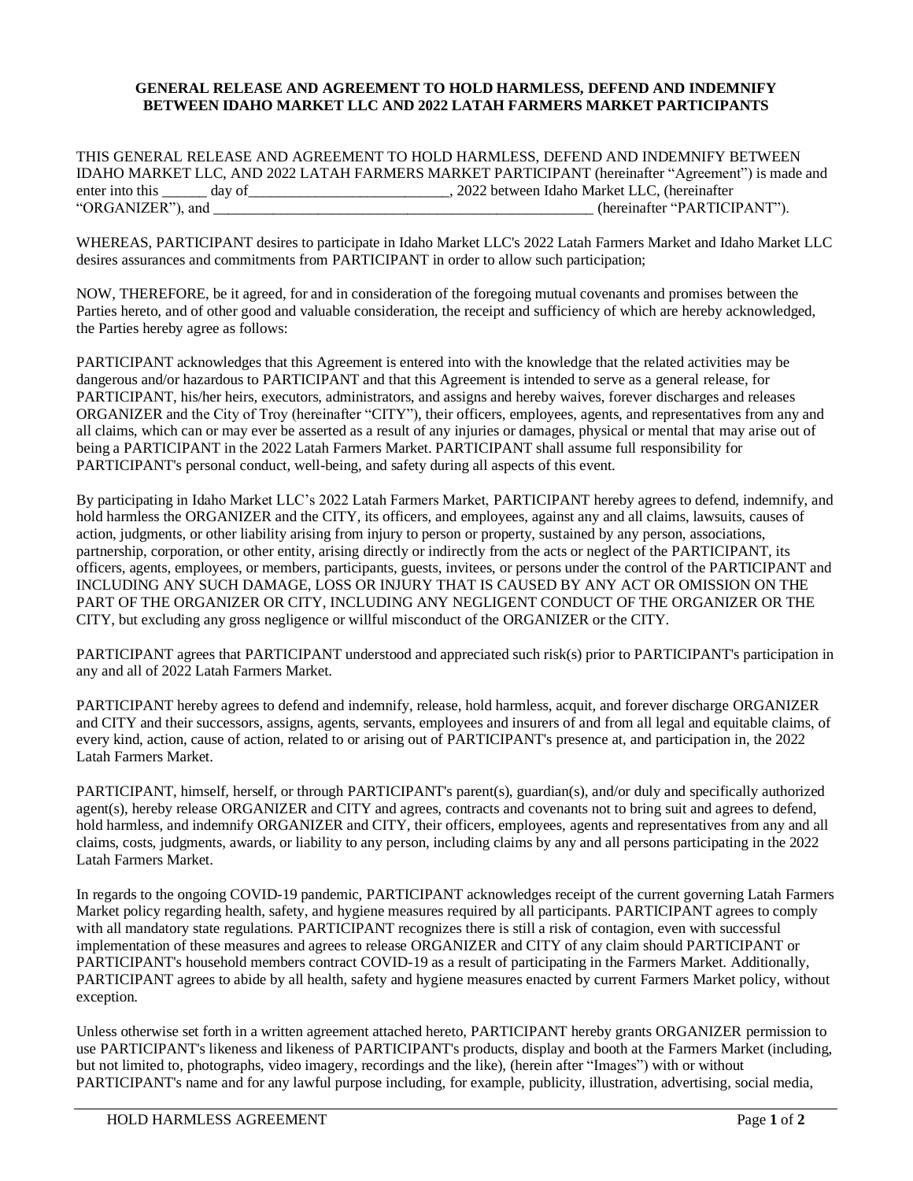**GENERAL RELEASE AND AGREEMENT TO HOLD HARMLESS, DEFEND AND INDEMNIFY BETWEEN IDAHO MARKET LLC AND 2022 LATAH FARMERS MARKET PARTICIPANTS**

THIS GENERAL RELEASE AND AGREEMENT TO HOLD HARMLESS, DEFEND AND INDEMNIFY BETWEEN IDAHO MARKET LLC, AND 2022 LATAH FARMERS MARKET PARTICIPANT (hereinafter "Agreement") is made and enter into this ______ day of___________________________, 2022 between Idaho Market LLC, (hereinafter "ORGANIZER"), and _____________________________________________________ (hereinafter "PARTICIPANT").

WHEREAS, PARTICIPANT desires to participate in Idaho Market LLC's 2022 Latah Farmers Market and Idaho Market LLC desires assurances and commitments from PARTICIPANT in order to allow such participation;

NOW, THEREFORE, be it agreed, for and in consideration of the foregoing mutual covenants and promises between the Parties hereto, and of other good and valuable consideration, the receipt and sufficiency of which are hereby acknowledged, the Parties hereby agree as follows:

PARTICIPANT acknowledges that this Agreement is entered into with the knowledge that the related activities may be dangerous and/or hazardous to PARTICIPANT and that this Agreement is intended to serve as a general release, for PARTICIPANT, his/her heirs, executors, administrators, and assigns and hereby waives, forever discharges and releases ORGANIZER and the City of Troy (hereinafter "CITY"), their officers, employees, agents, and representatives from any and all claims, which can or may ever be asserted as a result of any injuries or damages, physical or mental that may arise out of being a PARTICIPANT in the 2022 Latah Farmers Market. PARTICIPANT shall assume full responsibility for PARTICIPANT's personal conduct, well-being, and safety during all aspects of this event.

By participating in Idaho Market LLC's 2022 Latah Farmers Market, PARTICIPANT hereby agrees to defend, indemnify, and hold harmless the ORGANIZER and the CITY, its officers, and employees, against any and all claims, lawsuits, causes of action, judgments, or other liability arising from injury to person or property, sustained by any person, associations, partnership, corporation, or other entity, arising directly or indirectly from the acts or neglect of the PARTICIPANT, its officers, agents, employees, or members, participants, guests, invitees, or persons under the control of the PARTICIPANT and INCLUDING ANY SUCH DAMAGE, LOSS OR INJURY THAT IS CAUSED BY ANY ACT OR OMISSION ON THE PART OF THE ORGANIZER OR CITY, INCLUDING ANY NEGLIGENT CONDUCT OF THE ORGANIZER OR THE CITY, but excluding any gross negligence or willful misconduct of the ORGANIZER or the CITY.

PARTICIPANT agrees that PARTICIPANT understood and appreciated such risk(s) prior to PARTICIPANT's participation in any and all of 2022 Latah Farmers Market.

PARTICIPANT hereby agrees to defend and indemnify, release, hold harmless, acquit, and forever discharge ORGANIZER and CITY and their successors, assigns, agents, servants, employees and insurers of and from all legal and equitable claims, of every kind, action, cause of action, related to or arising out of PARTICIPANT's presence at, and participation in, the 2022 Latah Farmers Market.

PARTICIPANT, himself, herself, or through PARTICIPANT's parent(s), guardian(s), and/or duly and specifically authorized agent(s), hereby release ORGANIZER and CITY and agrees, contracts and covenants not to bring suit and agrees to defend, hold harmless, and indemnify ORGANIZER and CITY, their officers, employees, agents and representatives from any and all claims, costs, judgments, awards, or liability to any person, including claims by any and all persons participating in the 2022 Latah Farmers Market.

In regards to the ongoing COVID-19 pandemic, PARTICIPANT acknowledges receipt of the current governing Latah Farmers Market policy regarding health, safety, and hygiene measures required by all participants. PARTICIPANT agrees to comply with all mandatory state regulations. PARTICIPANT recognizes there is still a risk of contagion, even with successful implementation of these measures and agrees to release ORGANIZER and CITY of any claim should PARTICIPANT or PARTICIPANT's household members contract COVID-19 as a result of participating in the Farmers Market. Additionally, PARTICIPANT agrees to abide by all health, safety and hygiene measures enacted by current Farmers Market policy, without exception.

Unless otherwise set forth in a written agreement attached hereto, PARTICIPANT hereby grants ORGANIZER permission to use PARTICIPANT's likeness and likeness of PARTICIPANT's products, display and booth at the Farmers Market (including, but not limited to, photographs, video imagery, recordings and the like), (herein after "Images") with or without PARTICIPANT's name and for any lawful purpose including, for example, publicity, illustration, advertising, social media,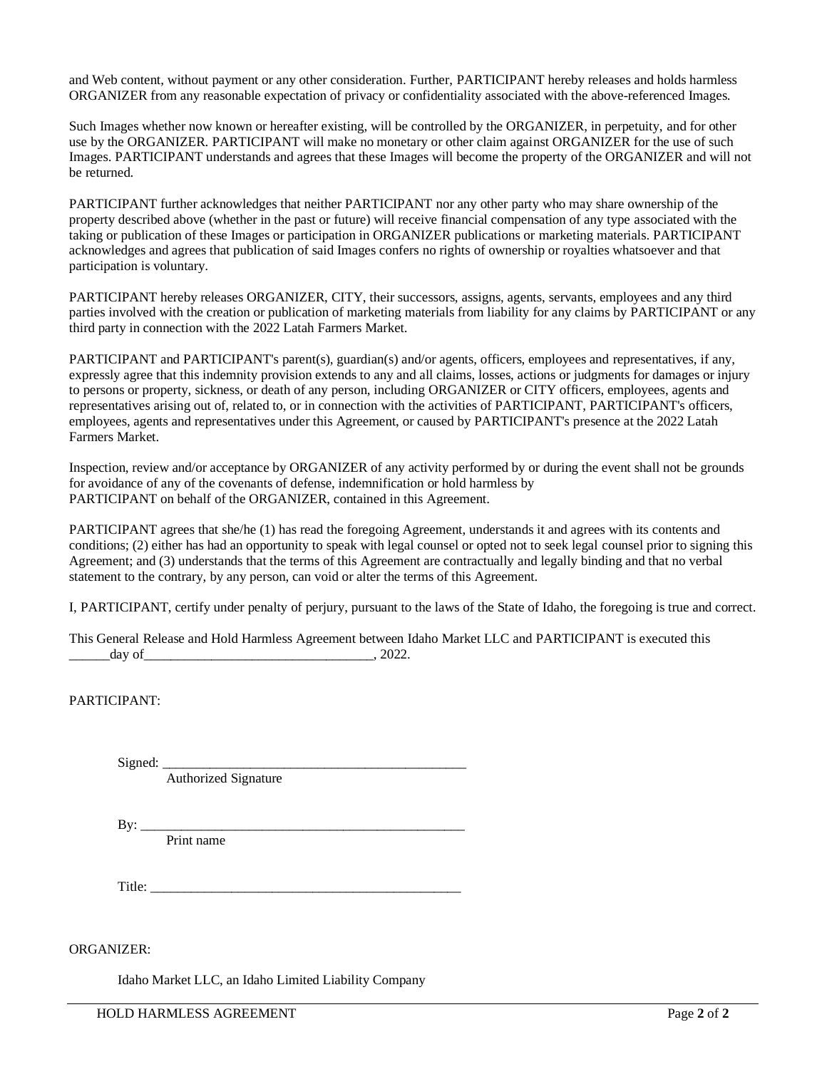and Web content, without payment or any other consideration. Further, PARTICIPANT hereby releases and holds harmless ORGANIZER from any reasonable expectation of privacy or confidentiality associated with the above-referenced Images.

Such Images whether now known or hereafter existing, will be controlled by the ORGANIZER, in perpetuity, and for other use by the ORGANIZER. PARTICIPANT will make no monetary or other claim against ORGANIZER for the use of such Images. PARTICIPANT understands and agrees that these Images will become the property of the ORGANIZER and will not be returned.

PARTICIPANT further acknowledges that neither PARTICIPANT nor any other party who may share ownership of the property described above (whether in the past or future) will receive financial compensation of any type associated with the taking or publication of these Images or participation in ORGANIZER publications or marketing materials. PARTICIPANT acknowledges and agrees that publication of said Images confers no rights of ownership or royalties whatsoever and that participation is voluntary.

PARTICIPANT hereby releases ORGANIZER, CITY, their successors, assigns, agents, servants, employees and any third parties involved with the creation or publication of marketing materials from liability for any claims by PARTICIPANT or any third party in connection with the 2022 Latah Farmers Market.

PARTICIPANT and PARTICIPANT's parent(s), guardian(s) and/or agents, officers, employees and representatives, if any, expressly agree that this indemnity provision extends to any and all claims, losses, actions or judgments for damages or injury to persons or property, sickness, or death of any person, including ORGANIZER or CITY officers, employees, agents and representatives arising out of, related to, or in connection with the activities of PARTICIPANT, PARTICIPANT's officers, employees, agents and representatives under this Agreement, or caused by PARTICIPANT's presence at the 2022 Latah Farmers Market.

Inspection, review and/or acceptance by ORGANIZER of any activity performed by or during the event shall not be grounds for avoidance of any of the covenants of defense, indemnification or hold harmless by PARTICIPANT on behalf of the ORGANIZER, contained in this Agreement.

PARTICIPANT agrees that she/he (1) has read the foregoing Agreement, understands it and agrees with its contents and conditions; (2) either has had an opportunity to speak with legal counsel or opted not to seek legal counsel prior to signing this Agreement; and (3) understands that the terms of this Agreement are contractually and legally binding and that no verbal statement to the contrary, by any person, can void or alter the terms of this Agreement.

I, PARTICIPANT, certify under penalty of perjury, pursuant to the laws of the State of Idaho, the foregoing is true and correct.

This General Release and Hold Harmless Agreement between Idaho Market LLC and PARTICIPANT is executed this ______day of__________________________________, 2022.

PARTICIPANT:

Signed: ______________________________________________
Authorized Signature

By: _________________________________________________
Print name

Title: _______________________________________________

ORGANIZER:

Idaho Market LLC, an Idaho Limited Liability Company